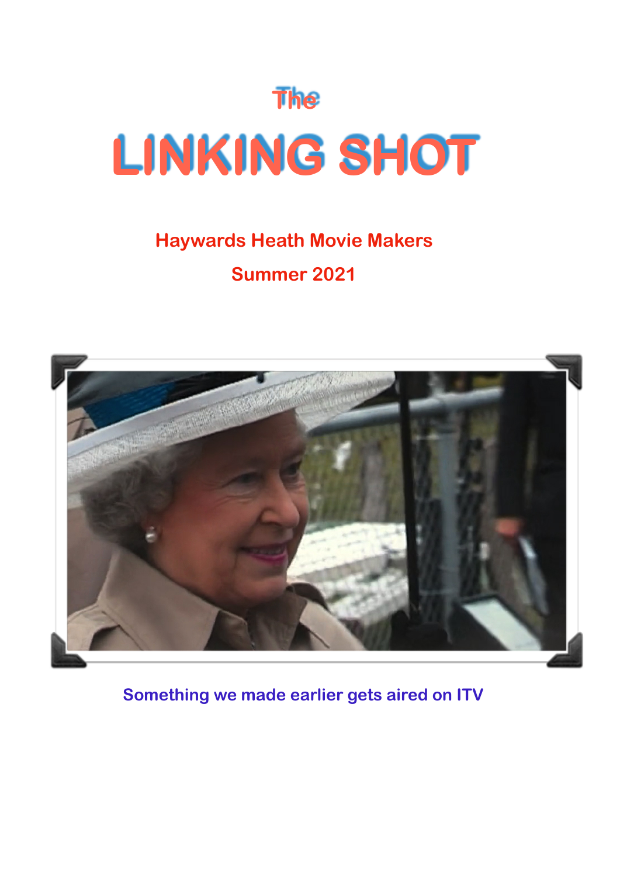The

# LINKING SHOT

**Haywards Heath Movie Makers**

**Summer 2021**

**Something we made earlier gets aired on ITV**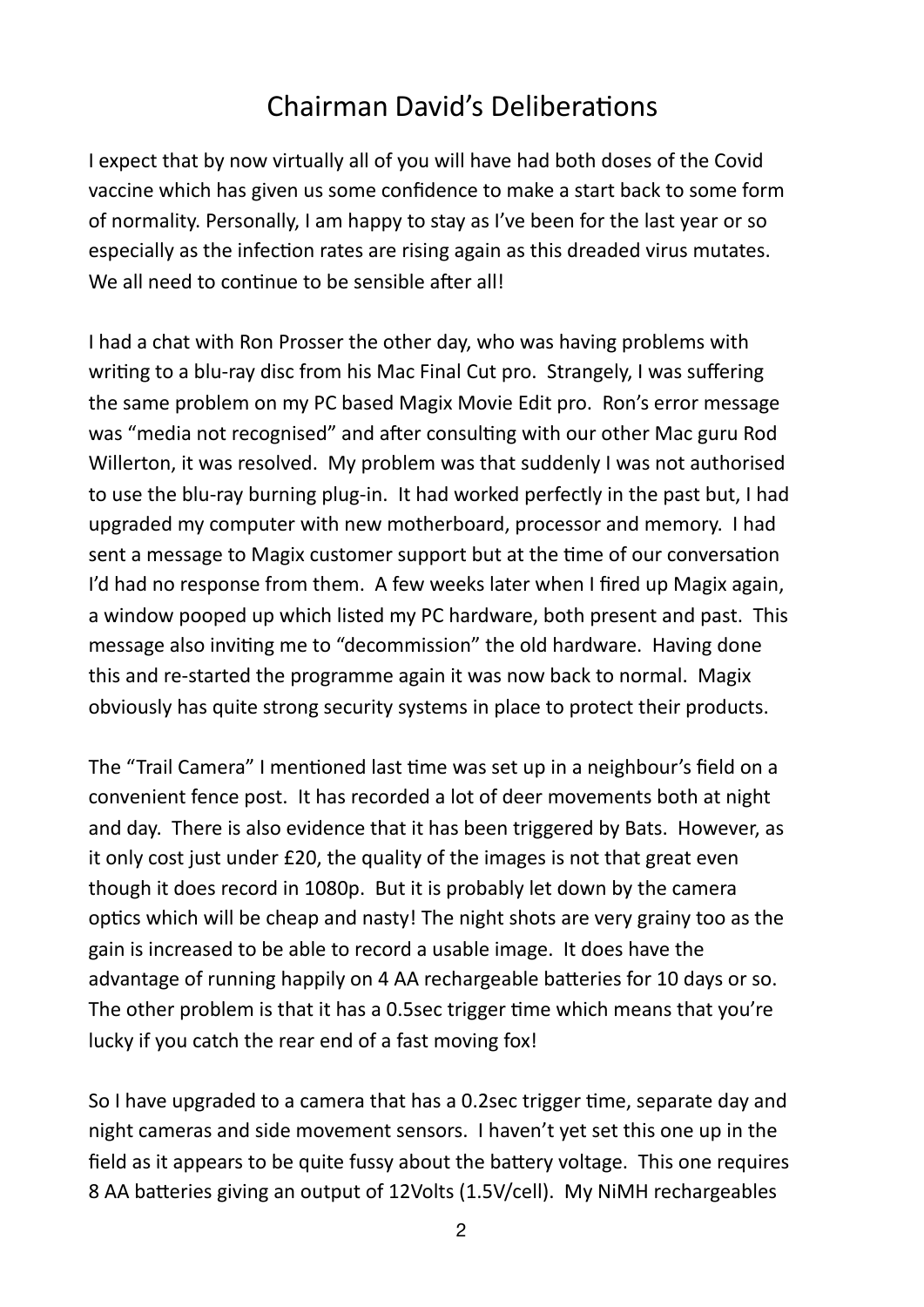# Chairman David's Deliberations

I expect that by now virtually all of you will have had both doses of the Covid vaccine which has given us some confidence to make a start back to some form of normality. Personally, I am happy to stay as I've been for the last year or so especially as the infection rates are rising again as this dreaded virus mutates. We all need to continue to be sensible after all!

I had a chat with Ron Prosser the other day, who was having problems with writing to a blu-ray disc from his Mac Final Cut pro. Strangely, I was suffering the same problem on my PC based Magix Movie Edit pro. Ron's error message was "media not recognised" and after consulting with our other Mac guru Rod Willerton, it was resolved. My problem was that suddenly I was not authorised to use the blu-ray burning plug-in. It had worked perfectly in the past but, I had upgraded my computer with new motherboard, processor and memory. I had sent a message to Magix customer support but at the time of our conversation I'd had no response from them. A few weeks later when I fired up Magix again, a window pooped up which listed my PC hardware, both present and past. This message also inviting me to "decommission" the old hardware. Having done this and re-started the programme again it was now back to normal. Magix obviously has quite strong security systems in place to protect their products.

The "Trail Camera" I mentioned last time was set up in a neighbour's field on a convenient fence post. It has recorded a lot of deer movements both at night and day. There is also evidence that it has been triggered by Bats. However, as it only cost just under £20, the quality of the images is not that great even though it does record in 1080p. But it is probably let down by the camera optics which will be cheap and nasty! The night shots are very grainy too as the gain is increased to be able to record a usable image. It does have the advantage of running happily on 4 AA rechargeable batteries for 10 days or so. The other problem is that it has a 0.5sec trigger time which means that you're lucky if you catch the rear end of a fast moving fox!

So I have upgraded to a camera that has a 0.2sec trigger time, separate day and night cameras and side movement sensors. I haven't yet set this one up in the field as it appears to be quite fussy about the battery voltage. This one requires 8 AA batteries giving an output of 12Volts (1.5V/cell). My NiMH rechargeables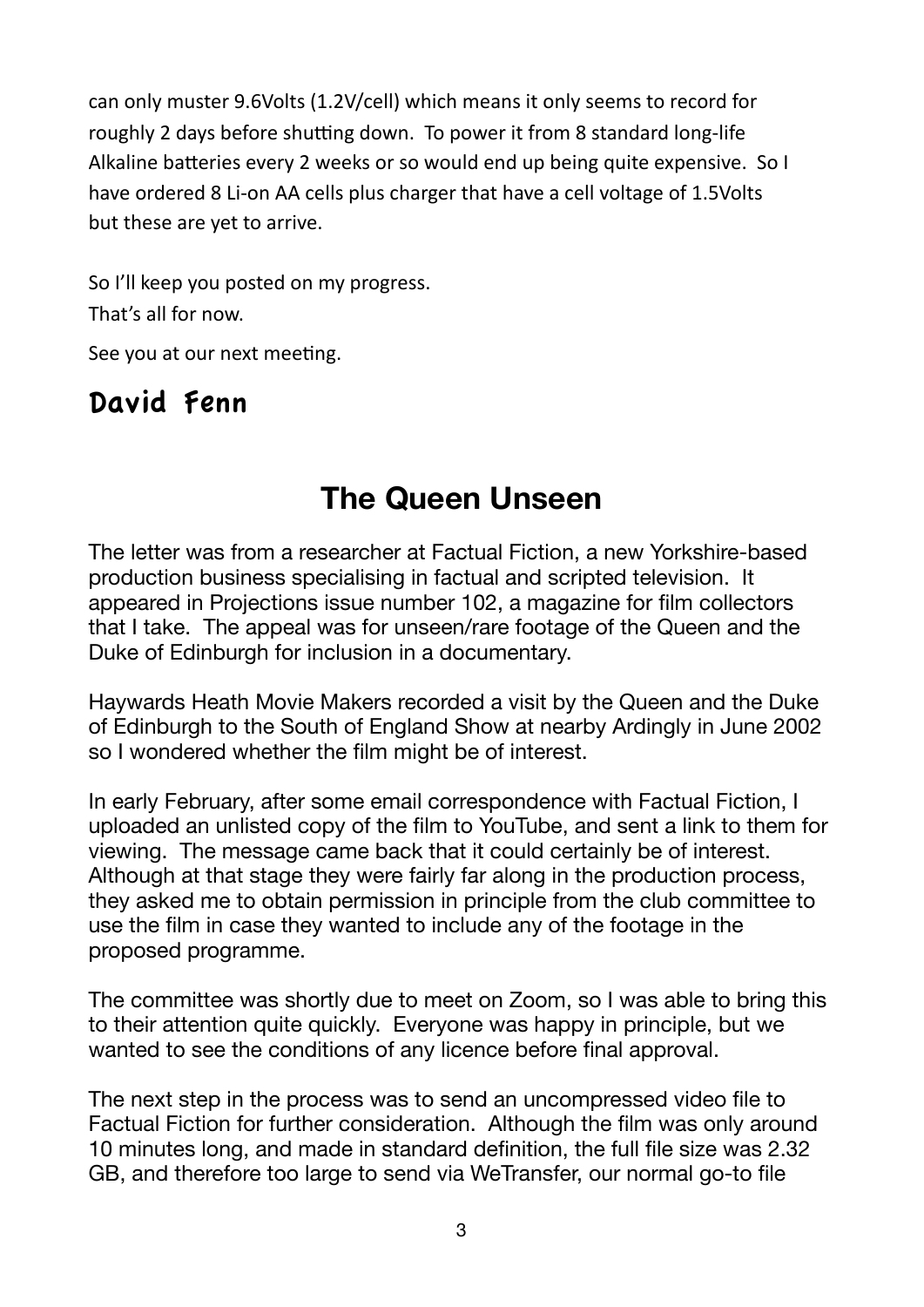can only muster 9.6Volts (1.2V/cell) which means it only seems to record for roughly 2 days before shutting down. To power it from 8 standard long-life Alkaline batteries every 2 weeks or so would end up being quite expensive. So I have ordered 8 Li-on AA cells plus charger that have a cell voltage of 1.5Volts but these are yet to arrive.

So I'll keep you posted on my progress.

That's all for now.

See you at our next meeting.

**David Fenn**

## The Queen Unseen

The letter was from a researcher at Factual Fiction, a new Yorkshire-based production business specialising in factual and scripted television. It appeared in Projections issue number 102, a magazine for film collectors that I take. The appeal was for unseen/rare footage of the Queen and the Duke of Edinburgh for inclusion in a documentary.

Haywards Heath Movie Makers recorded a visit by the Queen and the Duke of Edinburgh to the South of England Show at nearby Ardingly in June 2002 so I wondered whether the film might be of interest.

In early February, after some email correspondence with Factual Fiction, I uploaded an unlisted copy of the film to YouTube, and sent a link to them for viewing. The message came back that it could certainly be of interest. Although at that stage they were fairly far along in the production process, they asked me to obtain permission in principle from the club committee to use the film in case they wanted to include any of the footage in the proposed programme.

The committee was shortly due to meet on Zoom, so I was able to bring this to their attention quite quickly. Everyone was happy in principle, but we wanted to see the conditions of any licence before final approval.

The next step in the process was to send an uncompressed video file to Factual Fiction for further consideration. Although the film was only around 10 minutes long, and made in standard definition, the full file size was 2.32 GB, and therefore too large to send via WeTransfer, our normal go-to file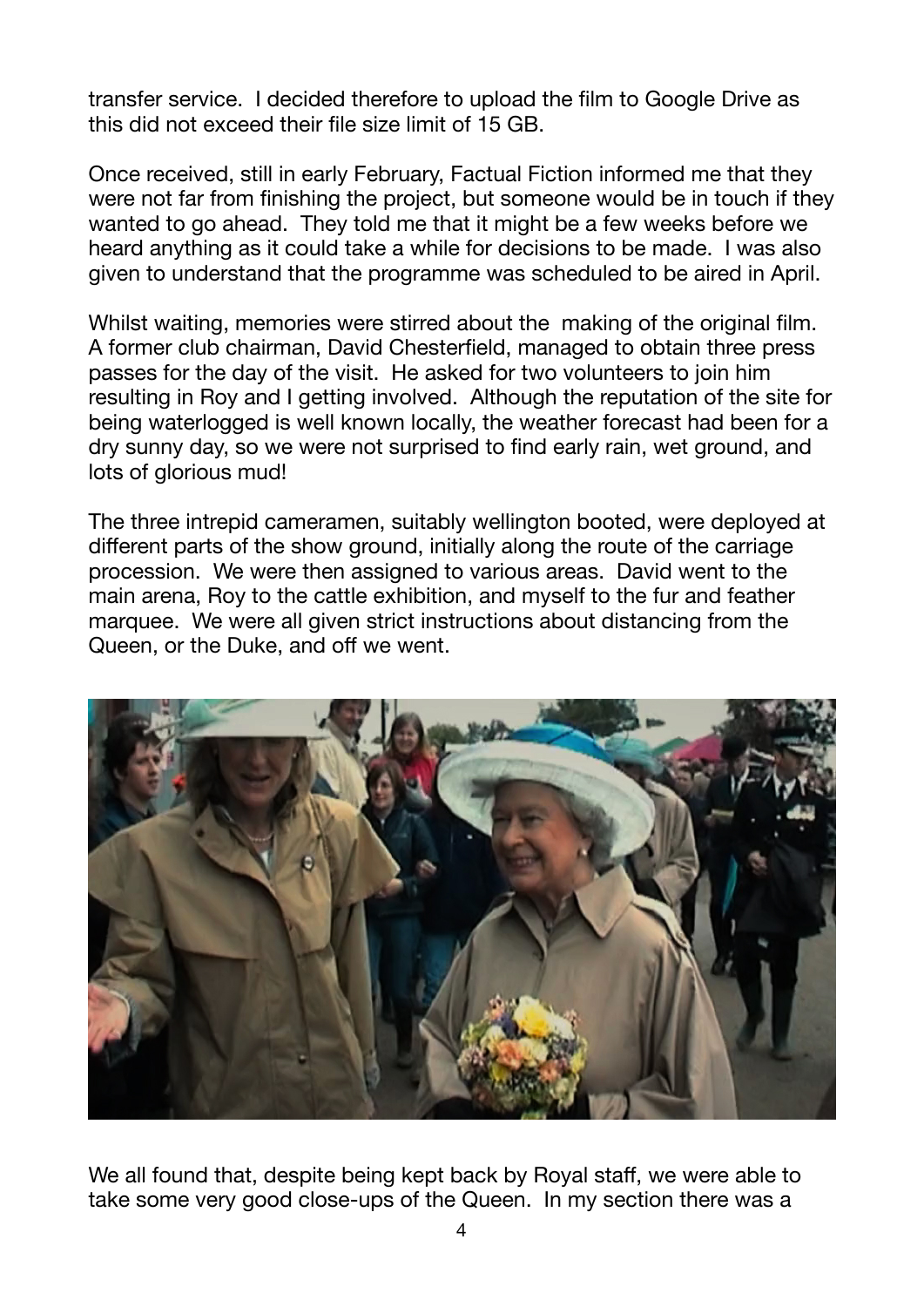transfer service. I decided therefore to upload the film to Google Drive as this did not exceed their file size limit of 15 GB.

Once received, still in early February, Factual Fiction informed me that they were not far from finishing the project, but someone would be in touch if they wanted to go ahead. They told me that it might be a few weeks before we heard anything as it could take a while for decisions to be made. I was also given to understand that the programme was scheduled to be aired in April.

Whilst waiting, memories were stirred about the making of the original film. A former club chairman, David Chesterfield, managed to obtain three press passes for the day of the visit. He asked for two volunteers to join him resulting in Roy and I getting involved. Although the reputation of the site for being waterlogged is well known locally, the weather forecast had been for a dry sunny day, so we were not surprised to find early rain, wet ground, and lots of glorious mud!

The three intrepid cameramen, suitably wellington booted, were deployed at different parts of the show ground, initially along the route of the carriage procession. We were then assigned to various areas. David went to the main arena, Roy to the cattle exhibition, and myself to the fur and feather marquee. We were all given strict instructions about distancing from the Queen, or the Duke, and off we went.

We all found that, despite being kept back by Royal staff, we were able to take some very good close-ups of the Queen. In my section there was a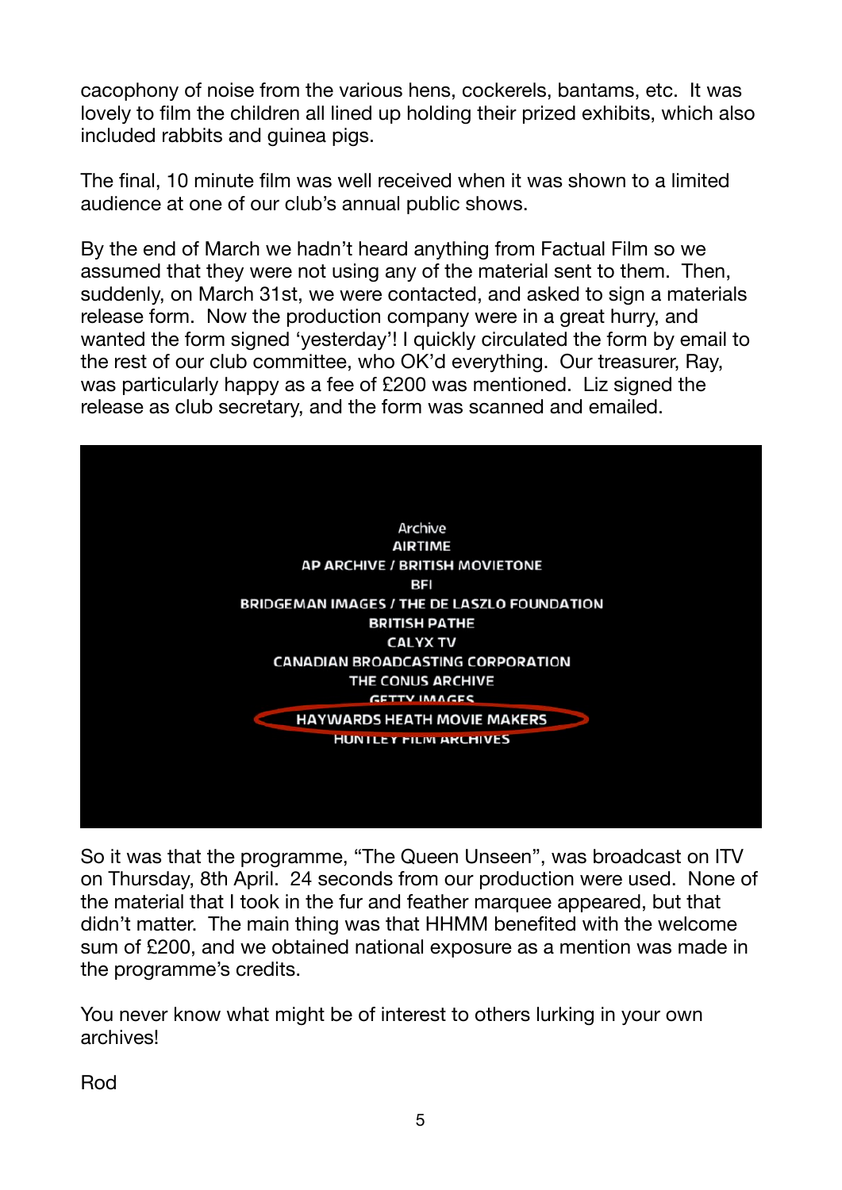cacophony of noise from the various hens, cockerels, bantams, etc. It was lovely to film the children all lined up holding their prized exhibits, which also included rabbits and guinea pigs.

The final, 10 minute film was well received when it was shown to a limited audience at one of our club's annual public shows.

By the end of March we hadn't heard anything from Factual Film so we assumed that they were not using any of the material sent to them. Then, suddenly, on March 31st, we were contacted, and asked to sign a materials release form. Now the production company were in a great hurry, and wanted the form signed 'yesterday'! I quickly circulated the form by email to the rest of our club committee, who OK'd everything. Our treasurer, Ray, was particularly happy as a fee of £200 was mentioned. Liz signed the release as club secretary, and the form was scanned and emailed.

Archive
AIRTIME
AP ARCHIVE / BRITISH MOVIETONE
BFI
BRIDGEMAN IMAGES / THE DE LASZLO FOUNDATION
BRITISH PATHE
CALYX TV
CANADIAN BROADCASTING CORPORATION
THE CONUS ARCHIVE
GETTY IMAGES
HAYWARDS HEATH MOVIE MAKERS
HUNTLEY FILM ARCHIVES

So it was that the programme, "The Queen Unseen", was broadcast on ITV on Thursday, 8th April. 24 seconds from our production were used. None of the material that I took in the fur and feather marquee appeared, but that didn't matter. The main thing was that HHMM benefited with the welcome sum of £200, and we obtained national exposure as a mention was made in the programme's credits.

You never know what might be of interest to others lurking in your own archives!

Rod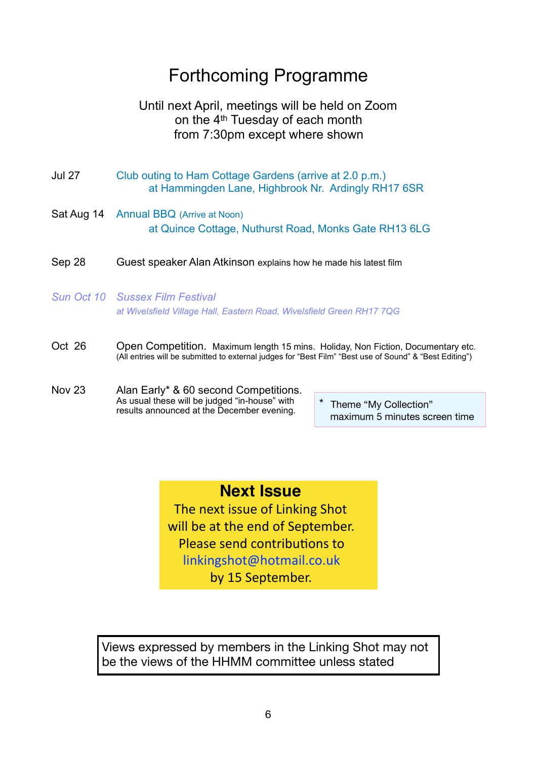# Forthcoming Programme

Until next April, meetings will be held on Zoom
on the 4th Tuesday of each month
from 7:30pm except where shown

| | |
|---|---|
| Jul 27 | Club outing to Ham Cottage Gardens (arrive at 2.0 p.m.)<br>at Hammingden Lane, Highbrook Nr. Ardingly RH17 6SR |
| Sat Aug 14 | Annual BBQ (Arrive at Noon)<br>at Quince Cottage, Nuthurst Road, Monks Gate RH13 6LG |
| Sep 28 | Guest speaker Alan Atkinson explains how he made his latest film |
| *Sun Oct 10* | *Sussex Film Festival*<br>*at Wivelsfield Village Hall, Eastern Road, Wivelsfield Green RH17 7QG* |
| Oct 26 | Open Competition. Maximum length 15 mins. Holiday, Non Fiction, Documentary etc.<br>(All entries will be submitted to external judges for "Best Film" "Best use of Sound" & "Best Editing") |
| Nov 23 | Alan Early* & 60 second Competitions.<br>As usual these will be judged "in-house" with results announced at the December evening. |

\* Theme "My Collection"
maximum 5 minutes screen time

**Next Issue**

The next issue of Linking Shot
will be at the end of September.
Please send contributions to
linkingshot@hotmail.co.uk
by 15 September.

Views expressed by members in the Linking Shot may not be the views of the HHMM committee unless stated